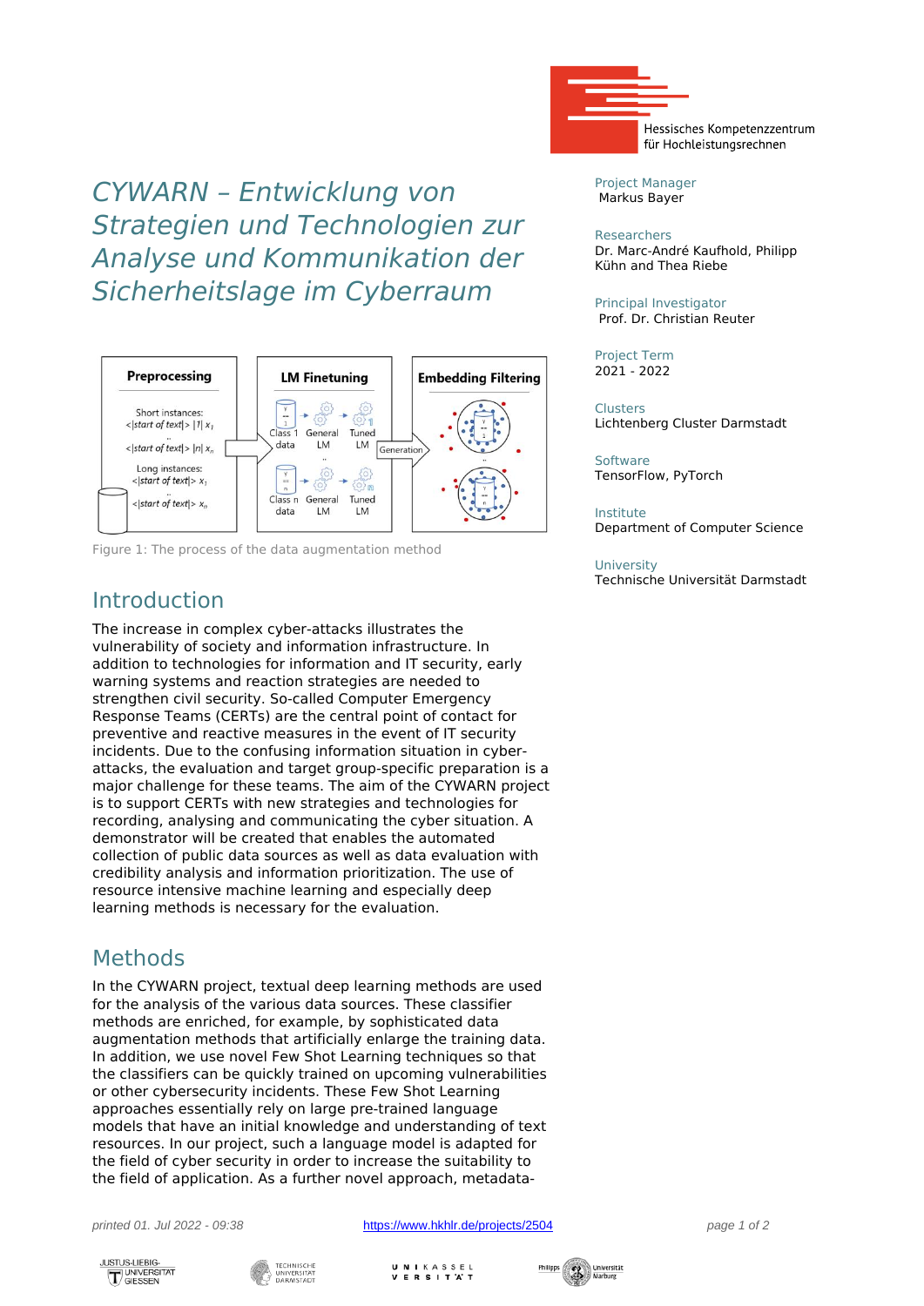# CYWARN – Entwicklung von Strategien und Technologien zur Analyse und Kommunikation der Sicherheitslage im Cyberraum

Project Manager
Markus Bayer

Researchers
Dr. Marc-André Kaufhold, Philipp Kühn and Thea Riebe

Principal Investigator
Prof. Dr. Christian Reuter

Project Term
2021 - 2022

Clusters
Lichtenberg Cluster Darmstadt

Software
TensorFlow, PyTorch

Institute
Department of Computer Science

University
Technische Universität Darmstadt

Figure 1: The process of the data augmentation method

## Introduction

The increase in complex cyber-attacks illustrates the vulnerability of society and information infrastructure. In addition to technologies for information and IT security, early warning systems and reaction strategies are needed to strengthen civil security. So-called Computer Emergency Response Teams (CERTs) are the central point of contact for preventive and reactive measures in the event of IT security incidents. Due to the confusing information situation in cyber-attacks, the evaluation and target group-specific preparation is a major challenge for these teams. The aim of the CYWARN project is to support CERTs with new strategies and technologies for recording, analysing and communicating the cyber situation. A demonstrator will be created that enables the automated collection of public data sources as well as data evaluation with credibility analysis and information prioritization. The use of resource intensive machine learning and especially deep learning methods is necessary for the evaluation.

## Methods

In the CYWARN project, textual deep learning methods are used for the analysis of the various data sources. These classifier methods are enriched, for example, by sophisticated data augmentation methods that artificially enlarge the training data. In addition, we use novel Few Shot Learning techniques so that the classifiers can be quickly trained on upcoming vulnerabilities or other cybersecurity incidents. These Few Shot Learning approaches essentially rely on large pre-trained language models that have an initial knowledge and understanding of text resources. In our project, such a language model is adapted for the field of cyber security in order to increase the suitability to the field of application. As a further novel approach, metadata-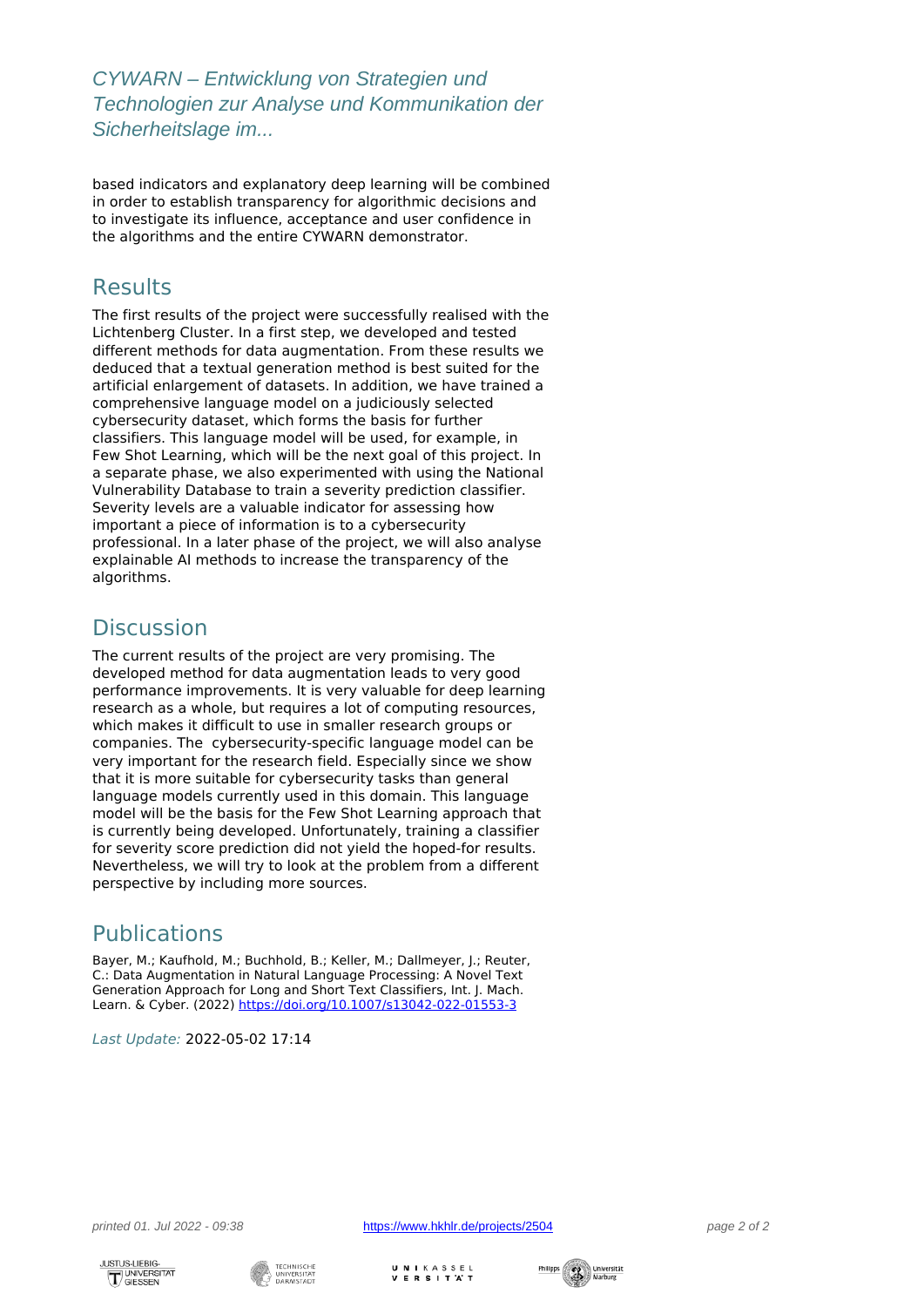based indicators and explanatory deep learning will be combined in order to establish transparency for algorithmic decisions and to investigate its influence, acceptance and user confidence in the algorithms and the entire CYWARN demonstrator.

## Results

The first results of the project were successfully realised with the Lichtenberg Cluster. In a first step, we developed and tested different methods for data augmentation. From these results we deduced that a textual generation method is best suited for the artificial enlargement of datasets. In addition, we have trained a comprehensive language model on a judiciously selected cybersecurity dataset, which forms the basis for further classifiers. This language model will be used, for example, in Few Shot Learning, which will be the next goal of this project. In a separate phase, we also experimented with using the National Vulnerability Database to train a severity prediction classifier. Severity levels are a valuable indicator for assessing how important a piece of information is to a cybersecurity professional. In a later phase of the project, we will also analyse explainable AI methods to increase the transparency of the algorithms.

## Discussion

The current results of the project are very promising. The developed method for data augmentation leads to very good performance improvements. It is very valuable for deep learning research as a whole, but requires a lot of computing resources, which makes it difficult to use in smaller research groups or companies. The cybersecurity-specific language model can be very important for the research field. Especially since we show that it is more suitable for cybersecurity tasks than general language models currently used in this domain. This language model will be the basis for the Few Shot Learning approach that is currently being developed. Unfortunately, training a classifier for severity score prediction did not yield the hoped-for results. Nevertheless, we will try to look at the problem from a different perspective by including more sources.

## Publications

Bayer, M.; Kaufhold, M.; Buchhold, B.; Keller, M.; Dallmeyer, J.; Reuter, C.: Data Augmentation in Natural Language Processing: A Novel Text Generation Approach for Long and Short Text Classifiers, Int. J. Mach. Learn. & Cyber. (2022) https://doi.org/10.1007/s13042-022-01553-3

*Last Update:* 2022-05-02 17:14